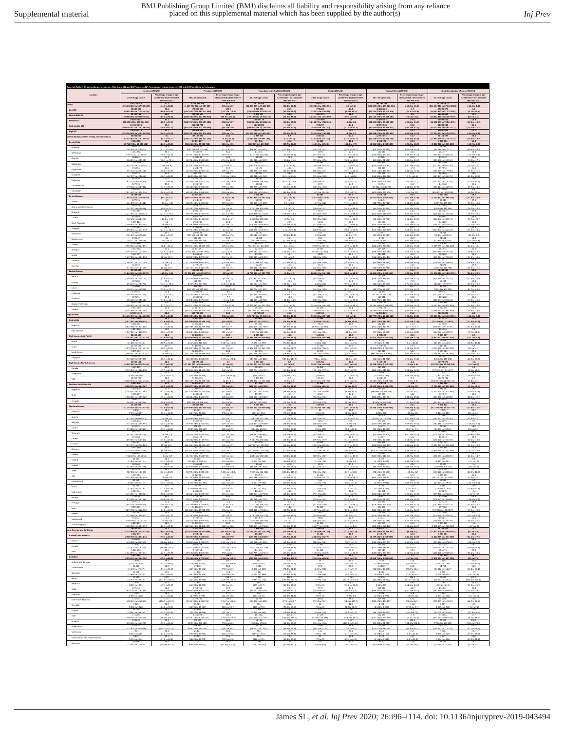Appendix Table 3: All age incidence, prevalence, YLD, death, YLL, and DALY counts in 2017 and percent change between 1990 and 2017 for all injuries by location

| Location | Incidence (95% UI) | | Prevalence (95% UI) | | Years lived with disability (95% UI) | | Deaths (95% UI) | | Years of life lost (95% UI) | | Disability adjusted life years (95% UI) | |
|---|---|---|---|---|---|---|---|---|---|---|---|---|
| | 2017 age counts | Percentage change in age-standardised rates between 1990 and 2017 | 2017 age counts | Percentage change in age-standardised rates between 1990 and 2017 | 2017 age counts | Percentage change in age-standardised rates between 1990 and 2017 | 2017 age counts | Percentage change in age-standardised rates between 1990 and 2017 | 2017 age counts | Percentage change in age-standardised rates between 1990 and 2017 | 2017 age counts | Percentage change in age-standardised rates between 1990 and 2017 |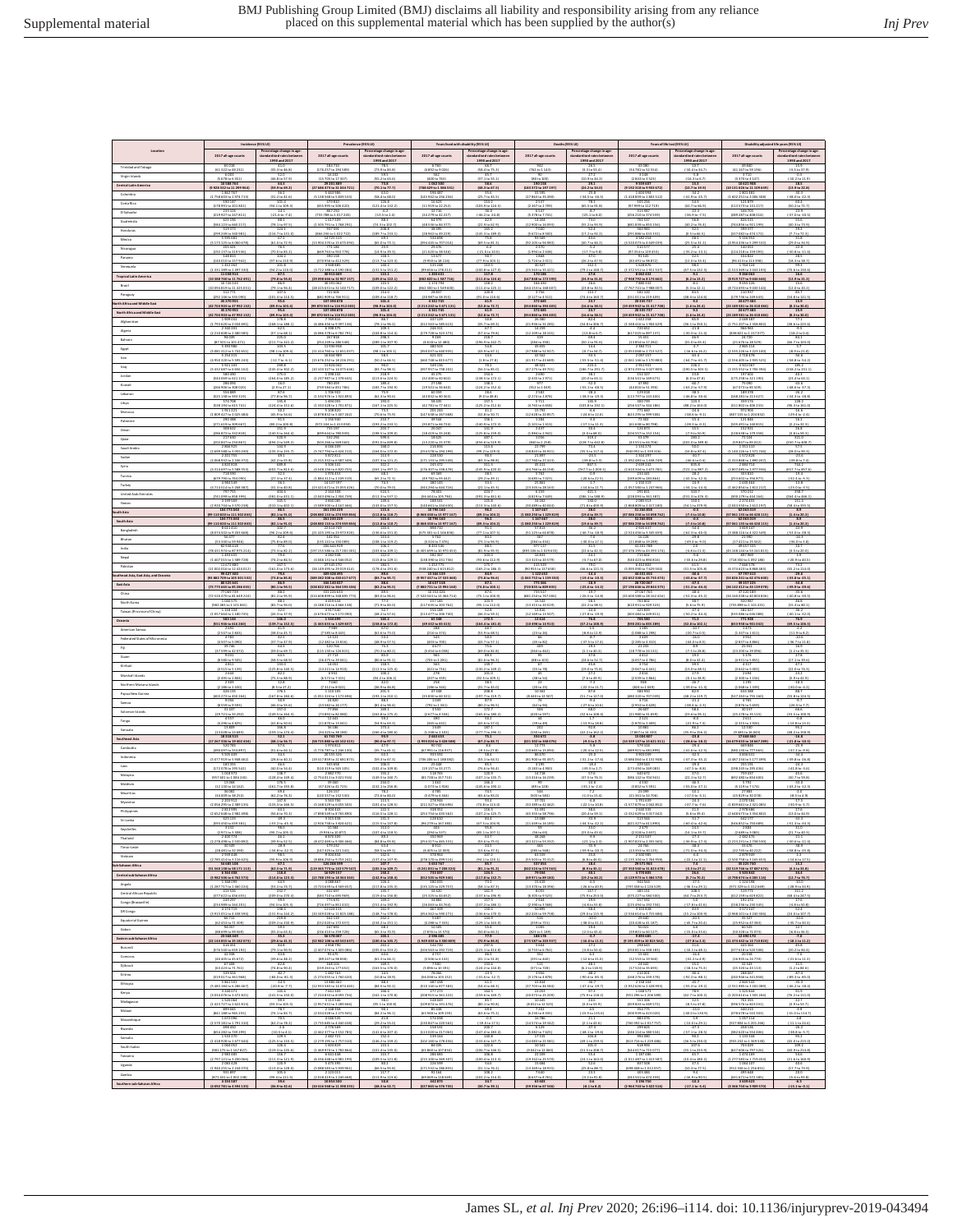| Location | Incidence (95% UI) | | Prevalence (95% UI) | | Years lived with disability (95% UI) | | Deaths (95% UI) | | Years of life lost (95% UI) | | Disability adjusted life years (95% UI) | |
|---|---|---|---|---|---|---|---|---|---|---|---|---|
| | 2017 all-age counts | Percentage change in age-standardised rates between 1990 and 2017 | 2017 all-age counts | Percentage change in age-standardised rates between 1990 and 2017 | 2017 all-age counts | Percentage change in age-standardised rates between 1990 and 2017 | 2017 all-age counts | Percentage change in age-standardised rates between 1990 and 2017 | 2017 all-age counts | Percentage change in age-standardised rates between 1990 and 2017 | 2017 all-age counts | Percentage change in age-standardised rates between 1990 and 2017 |
| Trinidad and Tobago | | | | | | | | | | | | |
| Virgin Islands | | | | | | | | | | | | |
| **Central Latin America** | | | | | | | | | | | | |
| Colombia | | | | | | | | | | | | |
| Costa Rica | | | | | | | | | | | | |
| El Salvador | | | | | | | | | | | | |
| Guatemala | | | | | | | | | | | | |
| Honduras | | | | | | | | | | | | |
| Mexico | | | | | | | | | | | | |
| Nicaragua | | | | | | | | | | | | |
| Panama | | | | | | | | | | | | |
| Venezuela | | | | | | | | | | | | |
| **Tropical Latin America** | | | | | | | | | | | | |
| Brazil | | | | | | | | | | | | |
| Paraguay | | | | | | | | | | | | |
| **North Africa and Middle East** | | | | | | | | | | | | |
| **North Africa and Middle East** | | | | | | | | | | | | |
| Afghanistan | | | | | | | | | | | | |
| Algeria | | | | | | | | | | | | |
| Bahrain | | | | | | | | | | | | |
| Egypt | | | | | | | | | | | | |
| Iran | | | | | | | | | | | | |
| Iraq | | | | | | | | | | | | |
| Jordan | | | | | | | | | | | | |
| Kuwait | | | | | | | | | | | | |
| Lebanon | | | | | | | | | | | | |
| Libya | | | | | | | | | | | | |
| Morocco | | | | | | | | | | | | |
| Oman | | | | | | | | | | | | |
| Palestine | | | | | | | | | | | | |
| Qatar | | | | | | | | | | | | |
| Saudi Arabia | | | | | | | | | | | | |
| Sudan | | | | | | | | | | | | |
| Syria | | | | | | | | | | | | |
| Tunisia | | | | | | | | | | | | |
| Turkey | | | | | | | | | | | | |
| United Arab Emirates | | | | | | | | | | | | |
| Yemen | | | | | | | | | | | | |
| **South Asia** | | | | | | | | | | | | |
| **South Asia** | | | | | | | | | | | | |
| Bangladesh | | | | | | | | | | | | |
| Bhutan | | | | | | | | | | | | |
| India | | | | | | | | | | | | |
| Nepal | | | | | | | | | | | | |
| Pakistan | | | | | | | | | | | | |
| **Southeast Asia, East Asia, and Oceania** | | | | | | | | | | | | |
| **East Asia** | | | | | | | | | | | | |
| China | | | | | | | | | | | | |
| North Korea | | | | | | | | | | | | |
| Taiwan (Province of China) | | | | | | | | | | | | |
| **Oceania** | | | | | | | | | | | | |
| American Samoa | | | | | | | | | | | | |
| Federated States of Micronesia | | | | | | | | | | | | |
| Fiji | | | | | | | | | | | | |
| Guam | | | | | | | | | | | | |
| Kiribati | | | | | | | | | | | | |
| Marshall Islands | | | | | | | | | | | | |
| Northern Mariana Islands | | | | | | | | | | | | |
| Papua New Guinea | | | | | | | | | | | | |
| Samoa | | | | | | | | | | | | |
| Solomon Islands | | | | | | | | | | | | |
| Tonga | | | | | | | | | | | | |
| Vanuatu | | | | | | | | | | | | |
| **Southeast Asia** | | | | | | | | | | | | |
| Cambodia | | | | | | | | | | | | |
| Indonesia | | | | | | | | | | | | |
| Laos | | | | | | | | | | | | |
| Malaysia | | | | | | | | | | | | |
| Maldives | | | | | | | | | | | | |
| Mauritius | | | | | | | | | | | | |
| Myanmar | | | | | | | | | | | | |
| Philippines | | | | | | | | | | | | |
| Sri Lanka | | | | | | | | | | | | |
| Seychelles | | | | | | | | | | | | |
| Thailand | | | | | | | | | | | | |
| Timor-Leste | | | | | | | | | | | | |
| Vietnam | | | | | | | | | | | | |
| **Sub-Saharan Africa** | | | | | | | | | | | | |
| **Central Sub-Saharan Africa** | | | | | | | | | | | | |
| Angola | | | | | | | | | | | | |
| Central African Republic | | | | | | | | | | | | |
| Congo (Brazzaville) | | | | | | | | | | | | |
| DR Congo | | | | | | | | | | | | |
| Equatorial Guinea | | | | | | | | | | | | |
| Gabon | | | | | | | | | | | | |
| **Eastern Sub-Saharan Africa** | | | | | | | | | | | | |
| Burundi | | | | | | | | | | | | |
| Comoros | | | | | | | | | | | | |
| Djibouti | | | | | | | | | | | | |
| Eritrea | | | | | | | | | | | | |
| Ethiopia | | | | | | | | | | | | |
| Kenya | | | | | | | | | | | | |
| Madagascar | | | | | | | | | | | | |
| Malawi | | | | | | | | | | | | |
| Mozambique | | | | | | | | | | | | |
| Rwanda | | | | | | | | | | | | |
| Somalia | | | | | | | | | | | | |
| South Sudan | | | | | | | | | | | | |
| Tanzania | | | | | | | | | | | | |
| Uganda | | | | | | | | | | | | |
| Zambia | | | | | | | | | | | | |
| **Southern Sub-Saharan Africa** | | | | | | | | | | | | |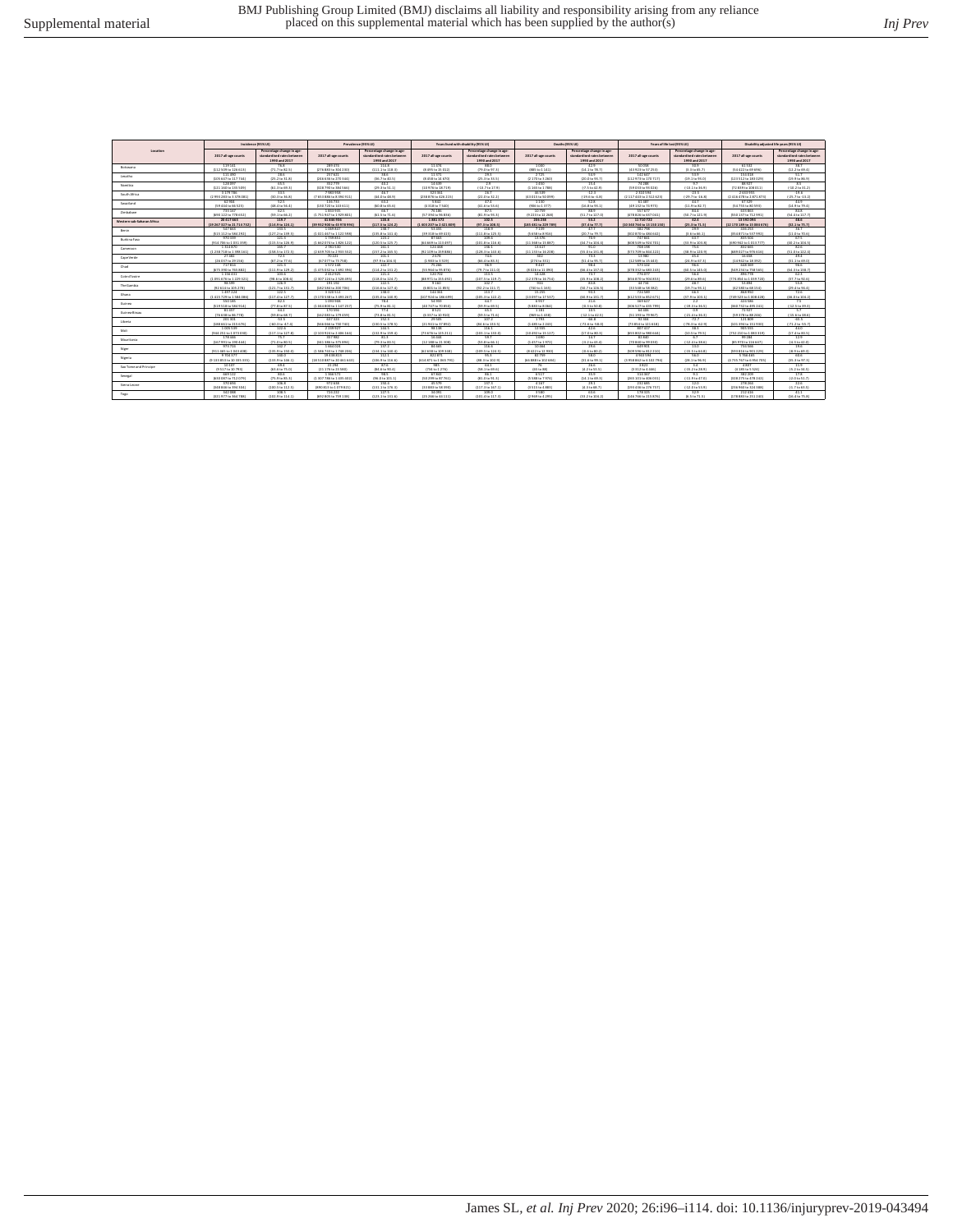| Location | Incidence (95% UI) | | Prevalence (95% UI) | | Years lived with disability (95% UI) | | Deaths (95% UI) | | Years of life lost (95% UI) | | Disability adjusted life years (95% UI) | |
|---|---|---|---|---|---|---|---|---|---|---|---|---|
| | 2017 all-age counts | Percentage change in age-standardised rates between 1990 and 2017 | 2017 all-age counts | Percentage change in age-standardised rates between 1990 and 2017 | 2017 all-age counts | Percentage change in age-standardised rates between 1990 and 2017 | 2017 all-age counts | Percentage change in age-standardised rates between 1990 and 2017 | 2017 all-age counts | Percentage change in age-standardised rates between 1990 and 2017 | 2017 all-age counts | Percentage change in age-standardised rates between 1990 and 2017 |
| Botswana | 115 141 (112 509 to 126 613) | 76.8 (71.7 to 82.5) | 289 475 (276 843 to 304 230) | 111.8 (111.2 to 118.3) | 11 374 (8 495 to 15 312) | 88.0 (79.0 to 97.5) | 1 060 (885 to 1 141) | 42.9 (14.2 to 78.7) | 50 058 (43 924 to 57 259) | 34.9 (8.3 to 65.7) | 61 532 (54 422 to 69 898) | 38.7 (12.2 to 69.4) |
| Lesotho | 111 469 (103 647 to 117 744) | 28.0 (25.2 to 31.8) | 257 816 (246 636 to 270 344) | 38.0 (36.7 to 40.5) | 11 314 (8 058 to 16 470) | 29.3 (25.3 to 33.5) | 2 724 (2 270 to 3 260) | 53.0 (20.8 to 95.7) | 142 647 (112 912 to 172 717) | 53.9 (19.1 to 95.0) | 154 018 (123 512 to 183 029) | 51.7 (19.9 to 86.9) |
| Namibia | 128 097 (121 340 to 135 599) | 65.9 (61.3 to 69.3) | 362 775 (338 790 to 384 584) | 33.3 (29.3 to 51.1) | 14 935 (10 976 to 18 719) | 1.8 (-13.7 to 17.9) | 1 830 (1 169 to 1 788) | 15.8 (-7.5 to 32.9) | 74 380 (59 034 to 91 026) | 9.7 (-13.1 to 36.9) | 88 917 (72 839 to 108 011) | 8.9 (-10.2 to 31.2) |
| South Africa | 3 179 786 (2 993 283 to 3 378 281) | 33.5 (30.3 to 36.8) | 7 983 958 (7 913 888 to 8 098 911) | 46.7 (44.0 to 48.9) | 323 161 (238 876 to 426 215) | 26.7 (22.0 to 32.2) | 36 539 (43 019 to 50 099) | -12.3 (-19.6 to -4.8) | 2 310 594 (2 117 443 to 2 512 623) | -23.5 (-29.7 to -16.8) | 2 633 935 (2 416 478 to 2 871 871) | -19.6 (-25.7 to -13.2) |
| Swaziland | 42 903 (39 644 to 46 525) | 52.5 (38.4 to 56.4) | 134 755 (133 724 to 143 611) | 63.2 (60.8 to 65.6) | 5 842 (4 318 to 7 661) | 37.4 (31.4 to 53.6) | 1 130 (986 to 1 377) | 52.8 (16.8 to 95.1) | 61 587 (49 152 to 73 975) | 44.9 (11.8 to 82.7) | 67 429 (54 733 to 80 620) | 44.9 (14.9 to 79.4) |
| Zimbabwe | 733 167 (690 122 to 778 652) | 62.5 (59.1 to 66.2) | 1 833 935 (1 751 957 to 1 929 801) | 66.7 (61.5 to 71.6) | 76 186 (57 094 to 96 836) | 87.5 (81.9 to 95.3) | 10 759 (9 233 to 12 268) | 88.9 (51.7 to 127.0) | 557 677 (478 824 to 657 045) | 80.4 (50.7 to 121.9) | 633 863 (550 247 to 712 991) | 84.8 (54.4 to 127.7) |
| **Western Sub-Saharan Africa** | 20 817 663 (20 267 327 to 21 713 752) | 119.7 (114.9 to 124.1) | 61 846 996 (59 932 900 to 63 978 894) | 120.8 (117.3 to 124.2) | 1 882 373 (1 460 207 to 2 425 809) | 100.3 (97.6 to 106.5) | 286 258 (245 482 to 329 789) | 55.2 (37.4 to 77.7) | 11 710 723 (10 344 756 to 13 150 150) | 42.6 (20.1 to 71.3) | 13 593 096 (12 172 289 to 15 004 676) | 48.6 (31.3 to 75.7) |
| Benin | 547 864 (515 112 to 584 232) | 155.5 (127.2 to 159.5) | 1 558 647 (1 521 467 to 1 122 998) | 138.7 (135.8 to 141.4) | 51 609 (39 318 to 69 615) | 118.9 (111.8 to 125.5) | 7 120 (5 658 to 8 956) | 47.7 (20.7 to 75.7) | 382 798 (302 870 to 484 642) | 19.9 (8.6 to 46.1) | 434 255 (354 873 to 537 992) | 36.7 (13.0 to 70.6) |
| Burkina Faso | 970 039 (954 705 to 1 031 259) | 121.5 (115.3 to 126.9) | 1 759 851 (1 662 074 to 1 826 122) | 124.2 (120.5 to 125.7) | 87 663 (64 869 to 113 897) | 109.6 (101.8 to 116.6) | 13 576 (11 368 to 15 867) | 70.9 (44.7 to 103.4) | 747 841 (609 539 to 904 701) | 63.7 (33.9 to 103.8) | 835 504 (690 962 to 1 013 777) | 67.5 (40.2 to 103.5) |
| Cameroon | 1 312 870 (1 238 718 to 1 398 161) | 165.7 (158.5 to 172.5) | 2 765 110 (2 619 705 to 2 915 551) | 160.1 (157.2 to 165.5) | 131 468 (92 100 to 159 866) | 136.1 (128.3 to 143.6) | 14 937 (11 133 to 16 208) | 90.0 (55.0 to 131.8) | 768 196 (673 768 to 844 222) | 75.6 (38.8 to 124.9) | 852 600 (689 027 to 976 616) | 82.0 (51.0 to 122.6) |
| Cape Verde | 27 483 (26 037 to 29 159) | 72.3 (67.2 to 77.6) | 70 221 (67 077 to 73 758) | 101.1 (97.9 to 104.3) | 2 676 (1 930 to 3 519) | 75.6 (66.4 to 83.3) | 312 (274 to 351) | 73.3 (51.6 to 95.7) | 13 980 (12 589 to 15 449) | 45.3 (24.9 to 67.3) | 16 658 (14 962 to 18 992) | 49.4 (31.1 to 69.0) |
| Chad | 727 413 (675 390 to 769 881) | 115.9 (111.9 to 129.2) | 1 573 138 (1 475 052 to 1 691 396) | 122.8 (116.2 to 131.2) | 71 966 (53 964 to 95 878) | 96.9 (79.7 to 115.0) | 9 619 (8 016 to 11 390) | 98.3 (68.4 to 127.0) | 570 530 (470 952 to 683 241) | 79.0 (46.5 to 105.0) | 668 699 (542 356 to 758 565) | 78.0 (56.3 to 108.7) |
| Cote d'Ivoire | 1 156 431 (1 091 076 to 1 220 521) | 100.6 (96.8 to 106.6) | 2 412 025 (2 307 124 to 2 526 095) | 121.6 (116.0 to 124.7) | 120 702 (88 971 to 155 692) | 113.5 (107.5 to 119.7) | 14 638 (12 378 to 16 753) | 73.7 (45.9 to 106.2) | 776 077 (656 879 to 904 653) | 56.4 (29.6 to 89.6) | 896 778 (774 856 to 1 019 728) | 62.3 (37.7 to 92.6) |
| The Gambia | 98 499 (92 614 to 105 278) | 126.9 (122.7 to 131.7) | 161 292 (182 566 to 200 786) | 122.5 (116.6 to 127.6) | 8 160 (6 801 to 11 851) | 102.7 (92.2 to 111.7) | 855 (760 to 1 001) | 83.8 (57.7 to 126.5) | 34 734 (33 548 to 59 382) | 46.7 (29.7 to 93.1) | 53 894 (42 568 to 68 254) | 75.8 (29.4 to 96.4) |
| Ghana | 2 497 224 (1 415 729 to 2 584 084) | 122.1 (117.4 to 127.7) | 3 328 514 (3 170 538 to 3 493 267) | 136.1 (133.4 to 140.9) | 140 204 (107 924 to 186 099) | 111.7 (105.3 to 122.2) | 15 215 (13 097 to 17 557) | 55.1 (40.9 to 131.7) | 729 589 (612 533 to 852 671) | 36.3 (37.9 to 103.1) | 869 450 (739 523 to 1 008 628) | 72.0 (46.3 to 104.2) |
| Guinea | 550 283 (519 118 to 584 914) | 82.5 (77.8 to 87.2) | 1 093 928 (1 044 800 to 1 147 207) | 78.4 (75.9 to 82.1) | 54 999 (40 747 to 70 955) | 63.7 (59.5 to 69.5) | 6 957 (5 883 to 8 084) | 21.6 (-0.3 to 50.8) | 369 627 (306 127 to 435 799) | 2.2 (-19.3 to 26.5) | 424 586 (360 732 to 499 341) | 7.5 (-12.5 to 29.3) |
| Guinea-Bissau | 82 247 (78 638 to 86 778) | 63.4 (59.0 to 68.7) | 170 990 (162 003 to 179 459) | 77.4 (73.8 to 81.5) | 8 572 (6 037 to 10 910) | 63.3 (59.5 to 71.6) | 1 181 (969 to 1 419) | 13.0 (-12.1 to 42.5) | 64 436 (51 293 to 79 967) | -0.9 (-21.4 to 26.3) | 72 967 (59 378 to 88 244) | 5.7 (-15.6 to 38.6) |
| Liberia | 201 101 (188 661 to 215 676) | -51.3 (-60.3 to -47.3) | 447 323 (968 066 to 730 730) | 152.3 (130.5 to 178.5) | 29 565 (21 912 to 37 892) | 207.2 (84.8 to 193.5) | 1 793 (1 485 to 2 203) | -66.8 (-72.6 to -58.0) | 92 564 (74 894 to 115 618) | -72.7 (-78.3 to -62.9) | 121 809 (101 294 to 151 900) | -65.3 (-71.2 to -55.7) |
| Mali | 1 020 530 (944 251 to 1 073 008) | 122.2 (117.2 to 127.8) | 2 239 927 (2 120 924 to 2 366 163) | 112.0 (102.8 to 119.4) | 98 138 (75 678 to 123 213) | 116.7 (102.1 to 123.8) | 12 733 (10 492 to 15 127) | 42.5 (17.6 to 90.3) | 807 427 (653 802 to 980 604) | 38.3 (10.5 to 79.5) | 905 565 (752 230 to 1 083 159) | 43.0 (17.4 to 83.5) |
| Mauritania | 178 665 (167 993 to 190 444) | 75.7 (71.0 to 80.5) | 357 962 (341 196 to 375 894) | 81.3 (79.3 to 83.5) | 16 444 (12 388 to 21 308) | 59.7 (53.8 to 66.1) | 1 690 (1 457 to 1 972) | 16.7 (-9.2 to 35.2) | 82 840 (70 840 to 99 830) | 6.7 (-12.4 to 26.6) | 99 284 (85 973 to 116 647) | 12.0 (-6.1 to 42.3) |
| Niger | 971 721 (911 365 to 1 043 608) | 132.7 (125.9 to 150.0) | 1 834 024 (1 583 743 to 1 709 226) | 137.2 (134.3 to 140.4) | 84 685 (62 658 to 109 338) | 116.6 (109.5 to 124.5) | 10 044 (8 412 to 11 930) | 19.0 (-0.3 to 80.2) | 649 901 (509 996 to 812 210) | 13.0 (-15.5 to 63.8) | 734 586 (591 816 to 912 129) | 19.0 (-8.5 to 69.0) |
| Nigeria | 9 704 377 (9 133 853 to 10 315 855) | 108.3 (103.9 to 145.1) | 28 438 815 (28 512 867 to 26 661 865) | 112.1 (106.9 to 116.6) | 822 871 (614 871 to 1 065 795) | 95.3 (88.3 to 102.9) | 82 739 (84 868 to 102 686) | 58.0 (51.6 to 99.1) | 4 063 594 (3 958 862 to 6 162 794) | 58.0 (26.1 to 96.9) | 5 784 465 (4 737 767 to 6 994 705) | 58.8 (35.3 to 97.3) |
| Sao Tome and Principe | 10 137 (9 557 to 10 793) | 69.4 (63.6 to 75.0) | 21 291 (21 278 to 23 580) | 87.0 (84.8 to 90.4) | 985 (794 to 1 276) | 64.1 (58.3 to 69.6) | 75 (65 to 88) | 28.6 (4.2 to 53.5) | 3 822 (3 312 to 4 446) | 5.4 (-15.2 to 28.9) | 4 807 (4 185 to 5 526) | 15.9 (-6.2 to 34.5) |
| Senegal | 689 512 (633 087 to 752 079) | 86.0 (75.8 to 86.4) | 1 384 579 (1 307 786 to 1 435 362) | 98.0 (96.3 to 101.1) | 67 642 (50 299 to 87 761) | 86.1 (81.6 to 91.3) | 6 517 (5 588 to 7 974) | 25.1 (14.2 to 46.8) | 314 357 (265 101 to 408 031) | 9.7 (-12.9 to 47.0) | 382 209 (328 275 to 478 344) | 17.8 (-2.0 to 51.7) |
| Sierra Leone | 370 696 (348 844 to 394 696) | 106.6 (100.5 to 112.5) | 972 638 (890 413 to 1 079 821) | 156.6 (131.1 to 195.3) | 35 579 (33 883 to 58 098) | 157.5 (117.3 to 167.1) | 4 167 (3 513 to 4 883) | 29.1 (-0.3 to 68.7) | 232 685 (193 416 to 279 757) | 12.0 (-12.0 to 53.9) | 278 264 (236 940 to 324 588) | 32.6 (-1.7 to 60.5) |
| Togo | 542 088 (511 977 to 564 788) | 108.5 (102.9 to 114.1) | 733 222 (890 805 to 799 138) | 127.3 (123.3 to 131.6) | 34 091 (25 266 to 44 111) | 109.0 (101.0 to 117.7) | 3 580 (2 969 to 4 295) | 63.6 (33.3 to 104.2) | 178 325 (148 768 to 215 876) | 32.9 (6.5 to 75.1) | 212 416 (178 883 to 251 330) | 41.1 (16.4 to 75.9) |